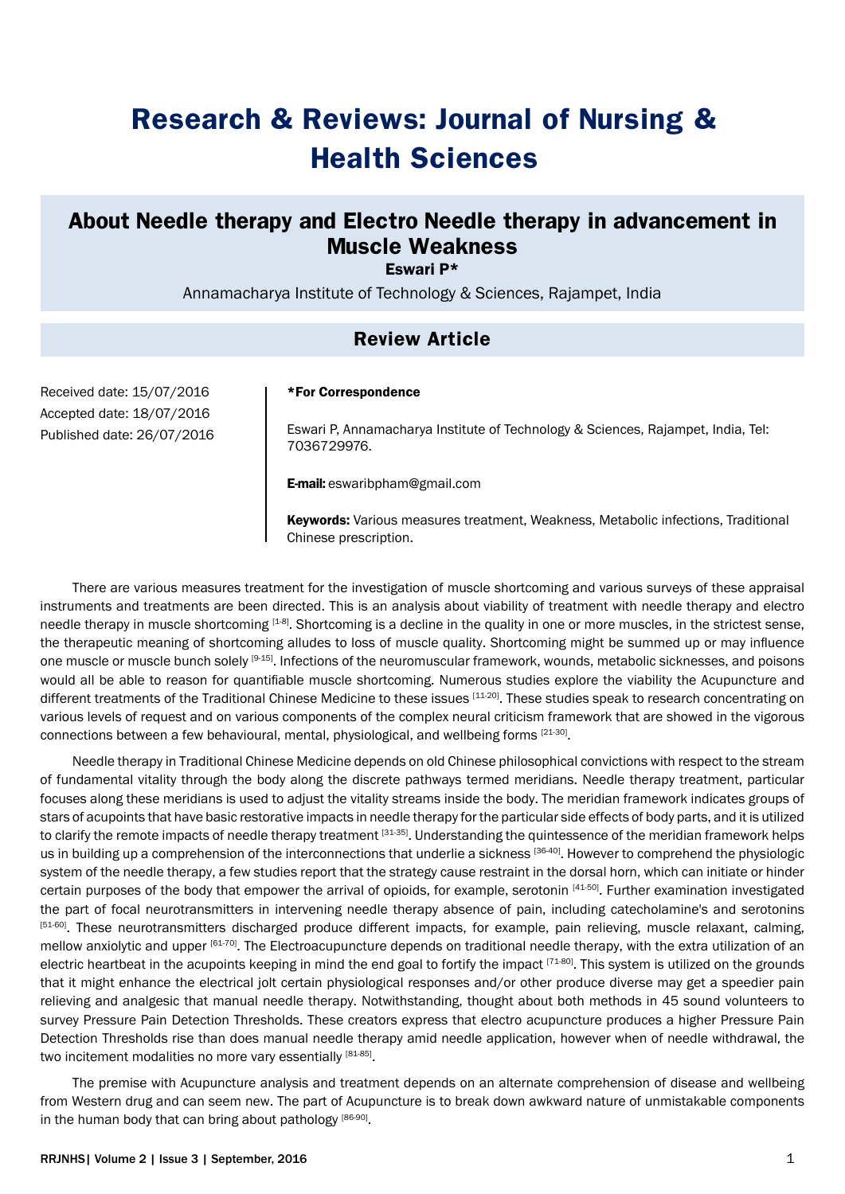# Research & Reviews: Journal of Nursing & Health Sciences

## About Needle therapy and Electro Needle therapy in advancement in Muscle Weakness

**Eswari P***

Annamacharya Institute of Technology & Sciences, Rajampet, India

### Review Article

Received date: 15/07/2016
Accepted date: 18/07/2016
Published date: 26/07/2016

***For Correspondence**

Eswari P, Annamacharya Institute of Technology & Sciences, Rajampet, India, Tel: 7036729976.

**E-mail:** eswaribpham@gmail.com

**Keywords:** Various measures treatment, Weakness, Metabolic infections, Traditional Chinese prescription.

There are various measures treatment for the investigation of muscle shortcoming and various surveys of these appraisal instruments and treatments are been directed. This is an analysis about viability of treatment with needle therapy and electro needle therapy in muscle shortcoming [1-8]. Shortcoming is a decline in the quality in one or more muscles, in the strictest sense, the therapeutic meaning of shortcoming alludes to loss of muscle quality. Shortcoming might be summed up or may influence one muscle or muscle bunch solely [9-15]. Infections of the neuromuscular framework, wounds, metabolic sicknesses, and poisons would all be able to reason for quantifiable muscle shortcoming. Numerous studies explore the viability the Acupuncture and different treatments of the Traditional Chinese Medicine to these issues [11-20]. These studies speak to research concentrating on various levels of request and on various components of the complex neural criticism framework that are showed in the vigorous connections between a few behavioural, mental, physiological, and wellbeing forms [21-30].

Needle therapy in Traditional Chinese Medicine depends on old Chinese philosophical convictions with respect to the stream of fundamental vitality through the body along the discrete pathways termed meridians. Needle therapy treatment, particular focuses along these meridians is used to adjust the vitality streams inside the body. The meridian framework indicates groups of stars of acupoints that have basic restorative impacts in needle therapy for the particular side effects of body parts, and it is utilized to clarify the remote impacts of needle therapy treatment [31-35]. Understanding the quintessence of the meridian framework helps us in building up a comprehension of the interconnections that underlie a sickness [36-40]. However to comprehend the physiologic system of the needle therapy, a few studies report that the strategy cause restraint in the dorsal horn, which can initiate or hinder certain purposes of the body that empower the arrival of opioids, for example, serotonin [41-50]. Further examination investigated the part of focal neurotransmitters in intervening needle therapy absence of pain, including catecholamine's and serotonins [51-60]. These neurotransmitters discharged produce different impacts, for example, pain relieving, muscle relaxant, calming, mellow anxiolytic and upper [61-70]. The Electroacupuncture depends on traditional needle therapy, with the extra utilization of an electric heartbeat in the acupoints keeping in mind the end goal to fortify the impact [71-80]. This system is utilized on the grounds that it might enhance the electrical jolt certain physiological responses and/or other produce diverse may get a speedier pain relieving and analgesic that manual needle therapy. Notwithstanding, thought about both methods in 45 sound volunteers to survey Pressure Pain Detection Thresholds. These creators express that electro acupuncture produces a higher Pressure Pain Detection Thresholds rise than does manual needle therapy amid needle application, however when of needle withdrawal, the two incitement modalities no more vary essentially [81-85].

The premise with Acupuncture analysis and treatment depends on an alternate comprehension of disease and wellbeing from Western drug and can seem new. The part of Acupuncture is to break down awkward nature of unmistakable components in the human body that can bring about pathology [86-90].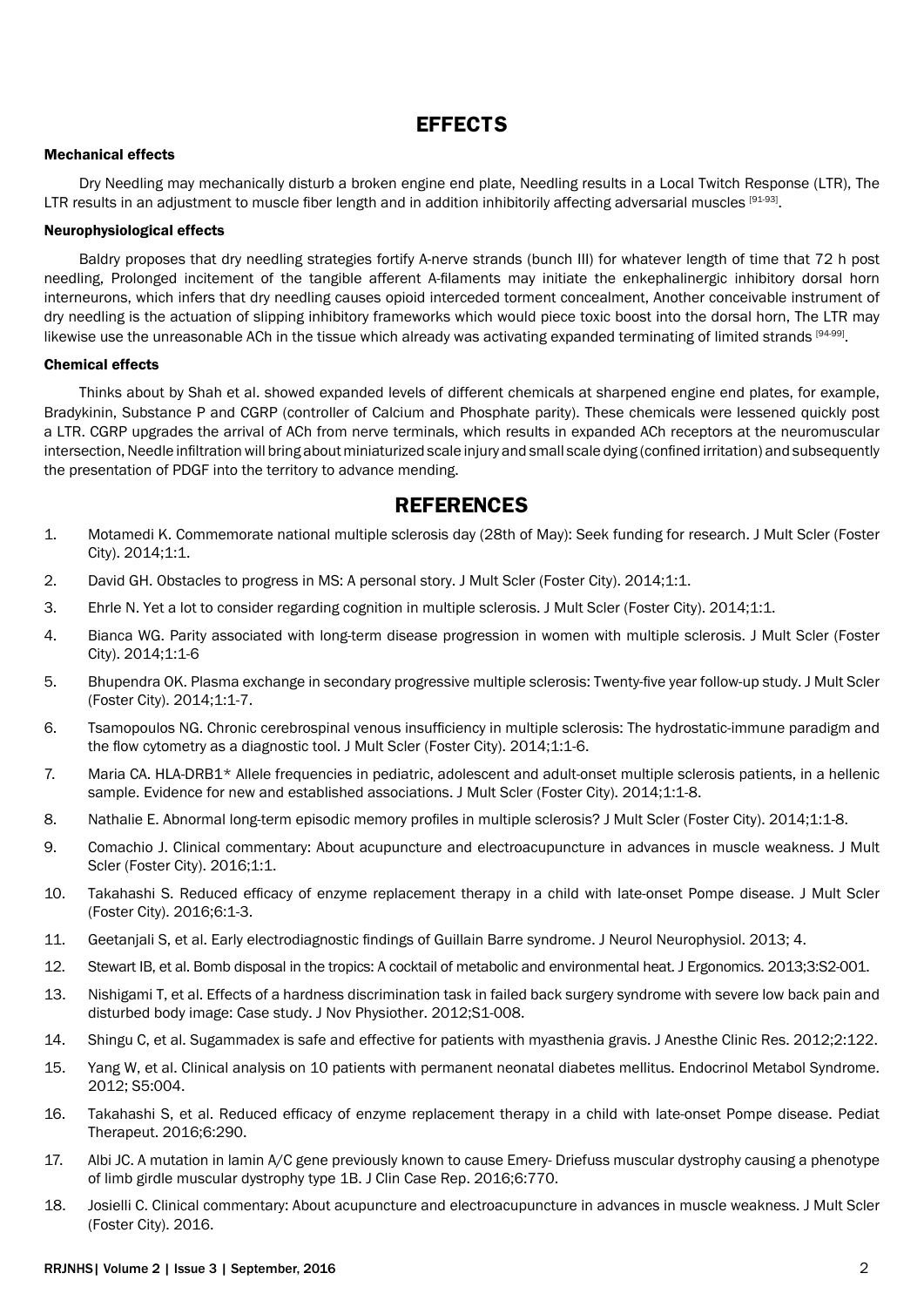## EFFECTS

### Mechanical effects

Dry Needling may mechanically disturb a broken engine end plate, Needling results in a Local Twitch Response (LTR), The LTR results in an adjustment to muscle fiber length and in addition inhibitorily affecting adversarial muscles [91-93].

### Neurophysiological effects

Baldry proposes that dry needling strategies fortify A-nerve strands (bunch III) for whatever length of time that 72 h post needling, Prolonged incitement of the tangible afferent A-filaments may initiate the enkephalinergic inhibitory dorsal horn interneurons, which infers that dry needling causes opioid interceded torment concealment, Another conceivable instrument of dry needling is the actuation of slipping inhibitory frameworks which would piece toxic boost into the dorsal horn, The LTR may likewise use the unreasonable ACh in the tissue which already was activating expanded terminating of limited strands [94-99].

### Chemical effects

Thinks about by Shah et al. showed expanded levels of different chemicals at sharpened engine end plates, for example, Bradykinin, Substance P and CGRP (controller of Calcium and Phosphate parity). These chemicals were lessened quickly post a LTR. CGRP upgrades the arrival of ACh from nerve terminals, which results in expanded ACh receptors at the neuromuscular intersection, Needle infiltration will bring about miniaturized scale injury and small scale dying (confined irritation) and subsequently the presentation of PDGF into the territory to advance mending.

## REFERENCES

1. Motamedi K. Commemorate national multiple sclerosis day (28th of May): Seek funding for research. J Mult Scler (Foster City). 2014;1:1.
2. David GH. Obstacles to progress in MS: A personal story. J Mult Scler (Foster City). 2014;1:1.
3. Ehrle N. Yet a lot to consider regarding cognition in multiple sclerosis. J Mult Scler (Foster City). 2014;1:1.
4. Bianca WG. Parity associated with long-term disease progression in women with multiple sclerosis. J Mult Scler (Foster City). 2014;1:1-6
5. Bhupendra OK. Plasma exchange in secondary progressive multiple sclerosis: Twenty-five year follow-up study. J Mult Scler (Foster City). 2014;1:1-7.
6. Tsamopoulos NG. Chronic cerebrospinal venous insufficiency in multiple sclerosis: The hydrostatic-immune paradigm and the flow cytometry as a diagnostic tool. J Mult Scler (Foster City). 2014;1:1-6.
7. Maria CA. HLA-DRB1* Allele frequencies in pediatric, adolescent and adult-onset multiple sclerosis patients, in a hellenic sample. Evidence for new and established associations. J Mult Scler (Foster City). 2014;1:1-8.
8. Nathalie E. Abnormal long-term episodic memory profiles in multiple sclerosis? J Mult Scler (Foster City). 2014;1:1-8.
9. Comachio J. Clinical commentary: About acupuncture and electroacupuncture in advances in muscle weakness. J Mult Scler (Foster City). 2016;1:1.
10. Takahashi S. Reduced efficacy of enzyme replacement therapy in a child with late-onset Pompe disease. J Mult Scler (Foster City). 2016;6:1-3.
11. Geetanjali S, et al. Early electrodiagnostic findings of Guillain Barre syndrome. J Neurol Neurophysiol. 2013; 4.
12. Stewart IB, et al. Bomb disposal in the tropics: A cocktail of metabolic and environmental heat. J Ergonomics. 2013;3:S2-001.
13. Nishigami T, et al. Effects of a hardness discrimination task in failed back surgery syndrome with severe low back pain and disturbed body image: Case study. J Nov Physiother. 2012;S1-008.
14. Shingu C, et al. Sugammadex is safe and effective for patients with myasthenia gravis. J Anesthe Clinic Res. 2012;2:122.
15. Yang W, et al. Clinical analysis on 10 patients with permanent neonatal diabetes mellitus. Endocrinol Metabol Syndrome. 2012; S5:004.
16. Takahashi S, et al. Reduced efficacy of enzyme replacement therapy in a child with late-onset Pompe disease. Pediat Therapeut. 2016;6:290.
17. Albi JC. A mutation in lamin A/C gene previously known to cause Emery- Driefuss muscular dystrophy causing a phenotype of limb girdle muscular dystrophy type 1B. J Clin Case Rep. 2016;6:770.
18. Josielli C. Clinical commentary: About acupuncture and electroacupuncture in advances in muscle weakness. J Mult Scler (Foster City). 2016.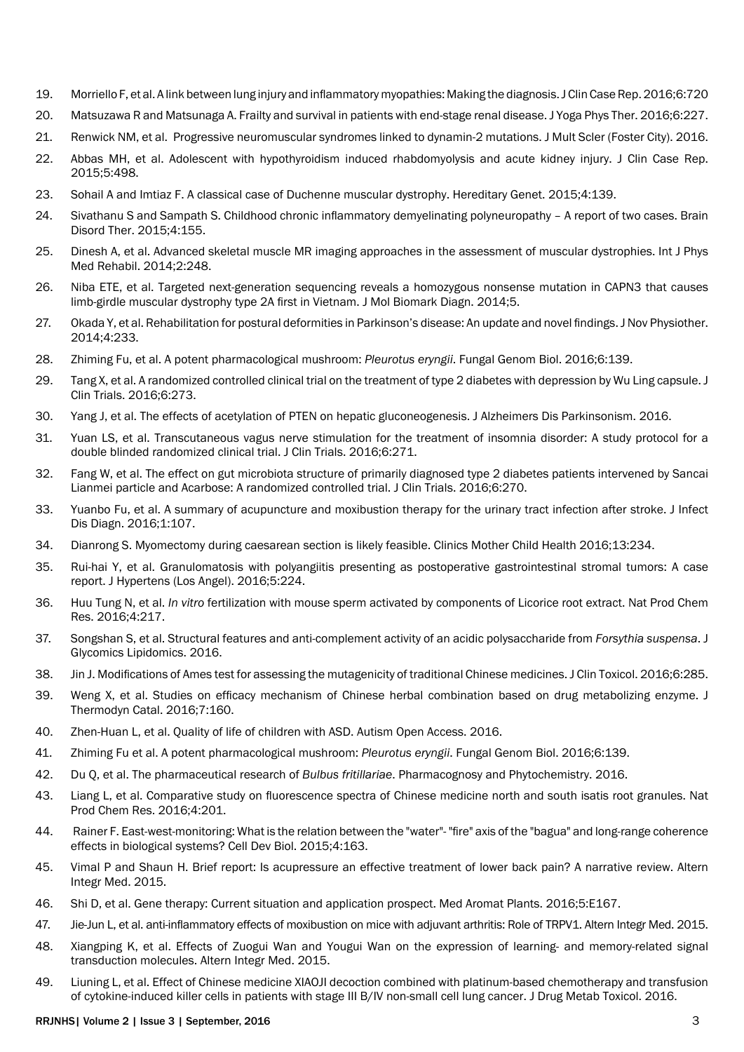19. Morriello F, et al. A link between lung injury and inflammatory myopathies: Making the diagnosis. J Clin Case Rep. 2016;6:720
20. Matsuzawa R and Matsunaga A. Frailty and survival in patients with end-stage renal disease. J Yoga Phys Ther. 2016;6:227.
21. Renwick NM, et al. Progressive neuromuscular syndromes linked to dynamin-2 mutations. J Mult Scler (Foster City). 2016.
22. Abbas MH, et al. Adolescent with hypothyroidism induced rhabdomyolysis and acute kidney injury. J Clin Case Rep. 2015;5:498.
23. Sohail A and Imtiaz F. A classical case of Duchenne muscular dystrophy. Hereditary Genet. 2015;4:139.
24. Sivathanu S and Sampath S. Childhood chronic inflammatory demyelinating polyneuropathy – A report of two cases. Brain Disord Ther. 2015;4:155.
25. Dinesh A, et al. Advanced skeletal muscle MR imaging approaches in the assessment of muscular dystrophies. Int J Phys Med Rehabil. 2014;2:248.
26. Niba ETE, et al. Targeted next-generation sequencing reveals a homozygous nonsense mutation in CAPN3 that causes limb-girdle muscular dystrophy type 2A first in Vietnam. J Mol Biomark Diagn. 2014;5.
27. Okada Y, et al. Rehabilitation for postural deformities in Parkinson's disease: An update and novel findings. J Nov Physiother. 2014;4:233.
28. Zhiming Fu, et al. A potent pharmacological mushroom: *Pleurotus eryngii*. Fungal Genom Biol. 2016;6:139.
29. Tang X, et al. A randomized controlled clinical trial on the treatment of type 2 diabetes with depression by Wu Ling capsule. J Clin Trials. 2016;6:273.
30. Yang J, et al. The effects of acetylation of PTEN on hepatic gluconeogenesis. J Alzheimers Dis Parkinsonism. 2016.
31. Yuan LS, et al. Transcutaneous vagus nerve stimulation for the treatment of insomnia disorder: A study protocol for a double blinded randomized clinical trial. J Clin Trials. 2016;6:271.
32. Fang W, et al. The effect on gut microbiota structure of primarily diagnosed type 2 diabetes patients intervened by Sancai Lianmei particle and Acarbose: A randomized controlled trial. J Clin Trials. 2016;6:270.
33. Yuanbo Fu, et al. A summary of acupuncture and moxibustion therapy for the urinary tract infection after stroke. J Infect Dis Diagn. 2016;1:107.
34. Dianrong S. Myomectomy during caesarean section is likely feasible. Clinics Mother Child Health 2016;13:234.
35. Rui-hai Y, et al. Granulomatosis with polyangiitis presenting as postoperative gastrointestinal stromal tumors: A case report. J Hypertens (Los Angel). 2016;5:224.
36. Huu Tung N, et al. *In vitro* fertilization with mouse sperm activated by components of Licorice root extract. Nat Prod Chem Res. 2016;4:217.
37. Songshan S, et al. Structural features and anti-complement activity of an acidic polysaccharide from *Forsythia suspensa*. J Glycomics Lipidomics. 2016.
38. Jin J. Modifications of Ames test for assessing the mutagenicity of traditional Chinese medicines. J Clin Toxicol. 2016;6:285.
39. Weng X, et al. Studies on efficacy mechanism of Chinese herbal combination based on drug metabolizing enzyme. J Thermodyn Catal. 2016;7:160.
40. Zhen-Huan L, et al. Quality of life of children with ASD. Autism Open Access. 2016.
41. Zhiming Fu et al. A potent pharmacological mushroom: *Pleurotus eryngii*. Fungal Genom Biol. 2016;6:139.
42. Du Q, et al. The pharmaceutical research of *Bulbus fritillariae*. Pharmacognosy and Phytochemistry. 2016.
43. Liang L, et al. Comparative study on fluorescence spectra of Chinese medicine north and south isatis root granules. Nat Prod Chem Res. 2016;4:201.
44. Rainer F. East-west-monitoring: What is the relation between the "water"- "fire" axis of the "bagua" and long-range coherence effects in biological systems? Cell Dev Biol. 2015;4:163.
45. Vimal P and Shaun H. Brief report: Is acupressure an effective treatment of lower back pain? A narrative review. Altern Integr Med. 2015.
46. Shi D, et al. Gene therapy: Current situation and application prospect. Med Aromat Plants. 2016;5:E167.
47. Jie-Jun L, et al. anti-inflammatory effects of moxibustion on mice with adjuvant arthritis: Role of TRPV1. Altern Integr Med. 2015.
48. Xiangping K, et al. Effects of Zuogui Wan and Yougui Wan on the expression of learning- and memory-related signal transduction molecules. Altern Integr Med. 2015.
49. Liuning L, et al. Effect of Chinese medicine XIAOJI decoction combined with platinum-based chemotherapy and transfusion of cytokine-induced killer cells in patients with stage III B/IV non-small cell lung cancer. J Drug Metab Toxicol. 2016.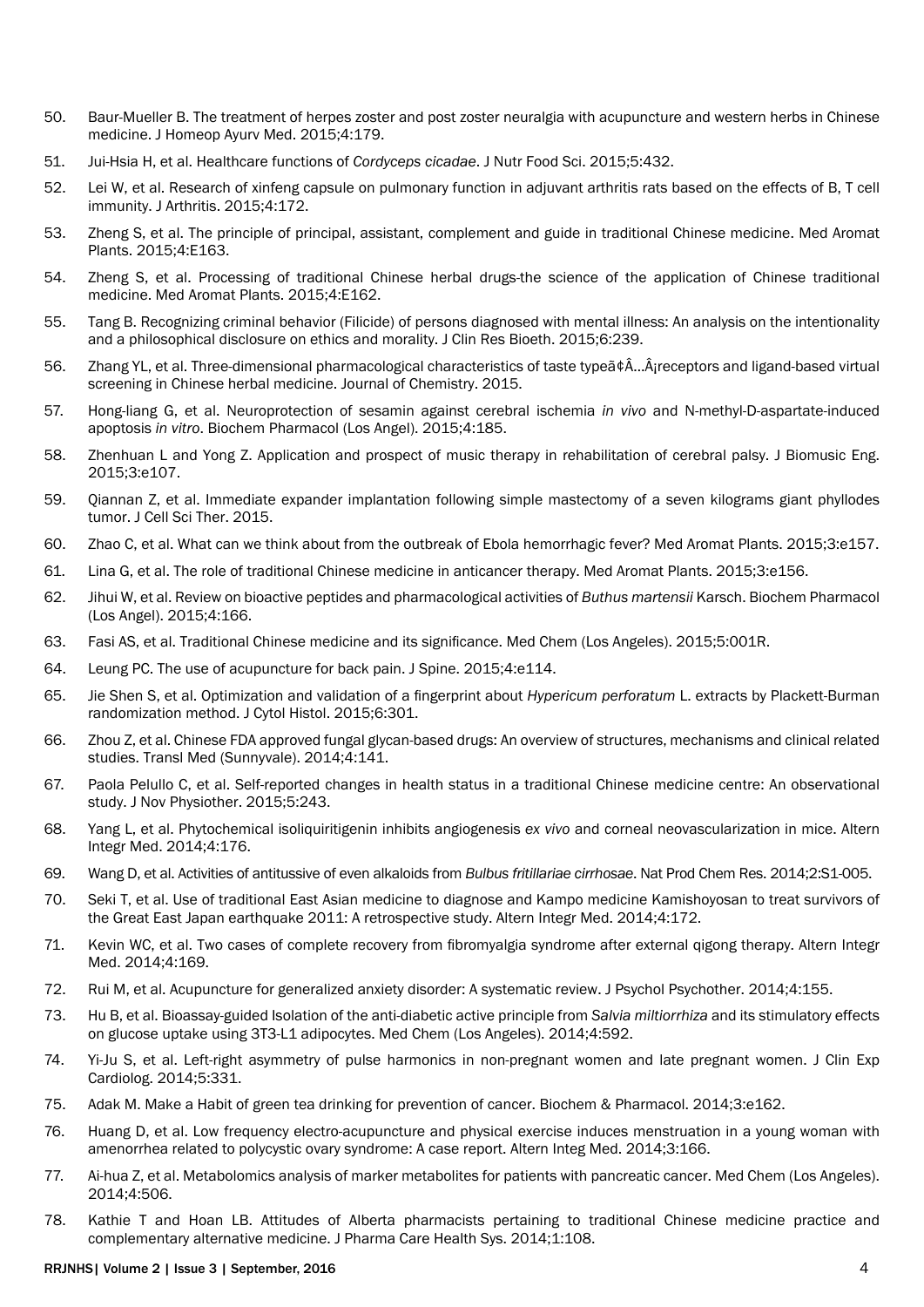50. Baur-Mueller B. The treatment of herpes zoster and post zoster neuralgia with acupuncture and western herbs in Chinese medicine. J Homeop Ayurv Med. 2015;4:179.
51. Jui-Hsia H, et al. Healthcare functions of *Cordyceps cicadae*. J Nutr Food Sci. 2015;5:432.
52. Lei W, et al. Research of xinfeng capsule on pulmonary function in adjuvant arthritis rats based on the effects of B, T cell immunity. J Arthritis. 2015;4:172.
53. Zheng S, et al. The principle of principal, assistant, complement and guide in traditional Chinese medicine. Med Aromat Plants. 2015;4:E163.
54. Zheng S, et al. Processing of traditional Chinese herbal drugs-the science of the application of Chinese traditional medicine. Med Aromat Plants. 2015;4:E162.
55. Tang B. Recognizing criminal behavior (Filicide) of persons diagnosed with mental illness: An analysis on the intentionality and a philosophical disclosure on ethics and morality. J Clin Res Bioeth. 2015;6:239.
56. Zhang YL, et al. Three-dimensional pharmacological characteristics of taste typeâ¢Â…Â¡receptors and ligand-based virtual screening in Chinese herbal medicine. Journal of Chemistry. 2015.
57. Hong-liang G, et al. Neuroprotection of sesamin against cerebral ischemia *in vivo* and N-methyl-D-aspartate-induced apoptosis *in vitro*. Biochem Pharmacol (Los Angel). 2015;4:185.
58. Zhenhuan L and Yong Z. Application and prospect of music therapy in rehabilitation of cerebral palsy. J Biomusic Eng. 2015;3:e107.
59. Qiannan Z, et al. Immediate expander implantation following simple mastectomy of a seven kilograms giant phyllodes tumor. J Cell Sci Ther. 2015.
60. Zhao C, et al. What can we think about from the outbreak of Ebola hemorrhagic fever? Med Aromat Plants. 2015;3:e157.
61. Lina G, et al. The role of traditional Chinese medicine in anticancer therapy. Med Aromat Plants. 2015;3:e156.
62. Jihui W, et al. Review on bioactive peptides and pharmacological activities of *Buthus martensii* Karsch. Biochem Pharmacol (Los Angel). 2015;4:166.
63. Fasi AS, et al. Traditional Chinese medicine and its significance. Med Chem (Los Angeles). 2015;5:001R.
64. Leung PC. The use of acupuncture for back pain. J Spine. 2015;4:e114.
65. Jie Shen S, et al. Optimization and validation of a fingerprint about *Hypericum perforatum* L. extracts by Plackett-Burman randomization method. J Cytol Histol. 2015;6:301.
66. Zhou Z, et al. Chinese FDA approved fungal glycan-based drugs: An overview of structures, mechanisms and clinical related studies. Transl Med (Sunnyvale). 2014;4:141.
67. Paola Pelullo C, et al. Self-reported changes in health status in a traditional Chinese medicine centre: An observational study. J Nov Physiother. 2015;5:243.
68. Yang L, et al. Phytochemical isoliquiritigenin inhibits angiogenesis *ex vivo* and corneal neovascularization in mice. Altern Integr Med. 2014;4:176.
69. Wang D, et al. Activities of antitussive of even alkaloids from *Bulbus fritillariae cirrhosae*. Nat Prod Chem Res. 2014;2:S1-005.
70. Seki T, et al. Use of traditional East Asian medicine to diagnose and Kampo medicine Kamishoyosan to treat survivors of the Great East Japan earthquake 2011: A retrospective study. Altern Integr Med. 2014;4:172.
71. Kevin WC, et al. Two cases of complete recovery from fibromyalgia syndrome after external qigong therapy. Altern Integr Med. 2014;4:169.
72. Rui M, et al. Acupuncture for generalized anxiety disorder: A systematic review. J Psychol Psychother. 2014;4:155.
73. Hu B, et al. Bioassay-guided Isolation of the anti-diabetic active principle from *Salvia miltiorrhiza* and its stimulatory effects on glucose uptake using 3T3-L1 adipocytes. Med Chem (Los Angeles). 2014;4:592.
74. Yi-Ju S, et al. Left-right asymmetry of pulse harmonics in non-pregnant women and late pregnant women. J Clin Exp Cardiolog. 2014;5:331.
75. Adak M. Make a Habit of green tea drinking for prevention of cancer. Biochem & Pharmacol. 2014;3:e162.
76. Huang D, et al. Low frequency electro-acupuncture and physical exercise induces menstruation in a young woman with amenorrhea related to polycystic ovary syndrome: A case report. Altern Integ Med. 2014;3:166.
77. Ai-hua Z, et al. Metabolomics analysis of marker metabolites for patients with pancreatic cancer. Med Chem (Los Angeles). 2014;4:506.
78. Kathie T and Hoan LB. Attitudes of Alberta pharmacists pertaining to traditional Chinese medicine practice and complementary alternative medicine. J Pharma Care Health Sys. 2014;1:108.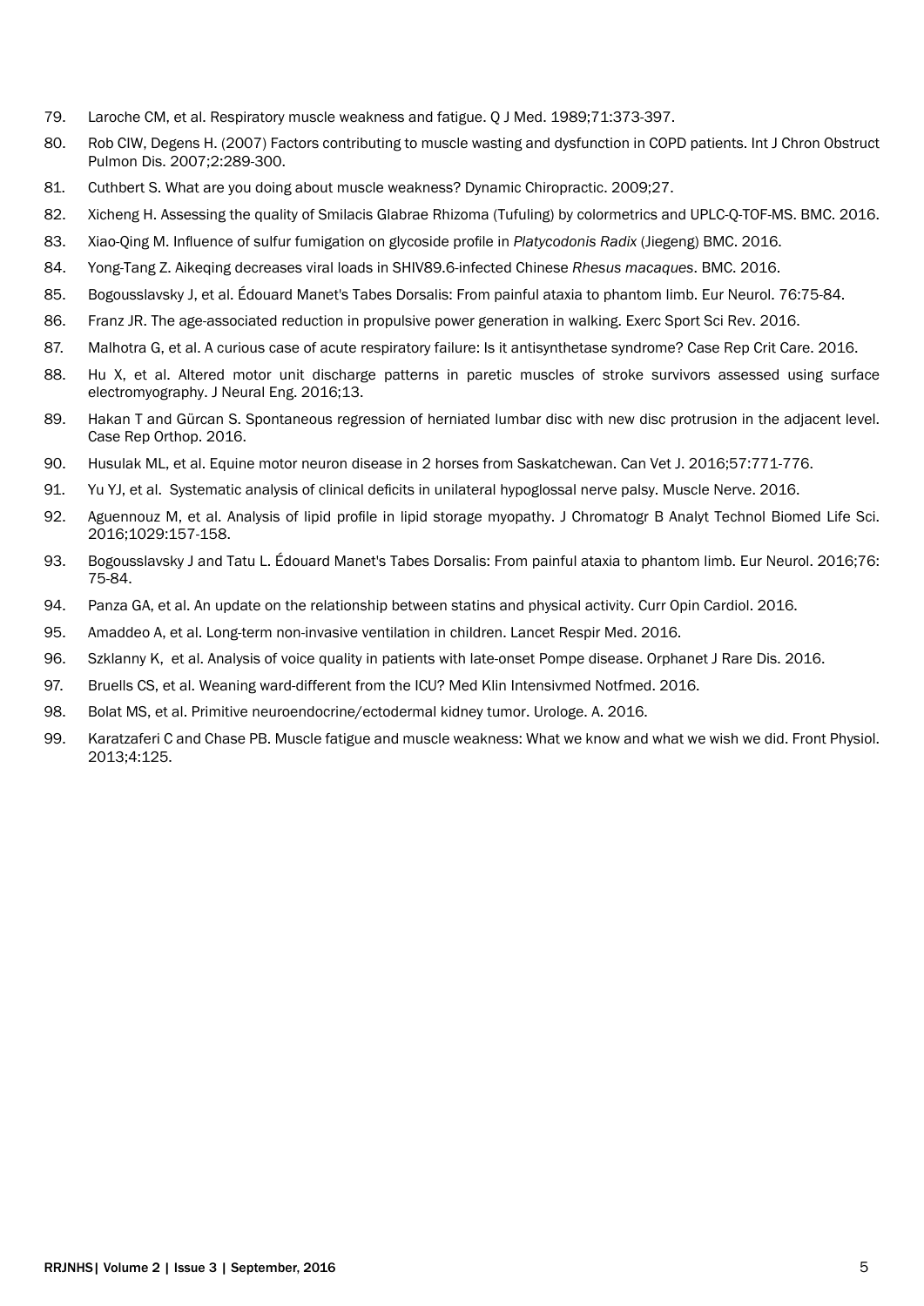79. Laroche CM, et al. Respiratory muscle weakness and fatigue. Q J Med. 1989;71:373-397.
80. Rob CIW, Degens H. (2007) Factors contributing to muscle wasting and dysfunction in COPD patients. Int J Chron Obstruct Pulmon Dis. 2007;2:289-300.
81. Cuthbert S. What are you doing about muscle weakness? Dynamic Chiropractic. 2009;27.
82. Xicheng H. Assessing the quality of Smilacis Glabrae Rhizoma (Tufuling) by colormetrics and UPLC-Q-TOF-MS. BMC. 2016.
83. Xiao-Qing M. Influence of sulfur fumigation on glycoside profile in *Platycodonis Radix* (Jiegeng) BMC. 2016.
84. Yong-Tang Z. Aikeqing decreases viral loads in SHIV89.6-infected Chinese *Rhesus macaques*. BMC. 2016.
85. Bogousslavsky J, et al. Édouard Manet's Tabes Dorsalis: From painful ataxia to phantom limb. Eur Neurol. 76:75-84.
86. Franz JR. The age-associated reduction in propulsive power generation in walking. Exerc Sport Sci Rev. 2016.
87. Malhotra G, et al. A curious case of acute respiratory failure: Is it antisynthetase syndrome? Case Rep Crit Care. 2016.
88. Hu X, et al. Altered motor unit discharge patterns in paretic muscles of stroke survivors assessed using surface electromyography. J Neural Eng. 2016;13.
89. Hakan T and Gürcan S. Spontaneous regression of herniated lumbar disc with new disc protrusion in the adjacent level. Case Rep Orthop. 2016.
90. Husulak ML, et al. Equine motor neuron disease in 2 horses from Saskatchewan. Can Vet J. 2016;57:771-776.
91. Yu YJ, et al. Systematic analysis of clinical deficits in unilateral hypoglossal nerve palsy. Muscle Nerve. 2016.
92. Aguennouz M, et al. Analysis of lipid profile in lipid storage myopathy. J Chromatogr B Analyt Technol Biomed Life Sci. 2016;1029:157-158.
93. Bogousslavsky J and Tatu L. Édouard Manet's Tabes Dorsalis: From painful ataxia to phantom limb. Eur Neurol. 2016;76: 75-84.
94. Panza GA, et al. An update on the relationship between statins and physical activity. Curr Opin Cardiol. 2016.
95. Amaddeo A, et al. Long-term non-invasive ventilation in children. Lancet Respir Med. 2016.
96. Szklanny K, et al. Analysis of voice quality in patients with late-onset Pompe disease. Orphanet J Rare Dis. 2016.
97. Bruells CS, et al. Weaning ward-different from the ICU? Med Klin Intensivmed Notfmed. 2016.
98. Bolat MS, et al. Primitive neuroendocrine/ectodermal kidney tumor. Urologe. A. 2016.
99. Karatzaferi C and Chase PB. Muscle fatigue and muscle weakness: What we know and what we wish we did. Front Physiol. 2013;4:125.